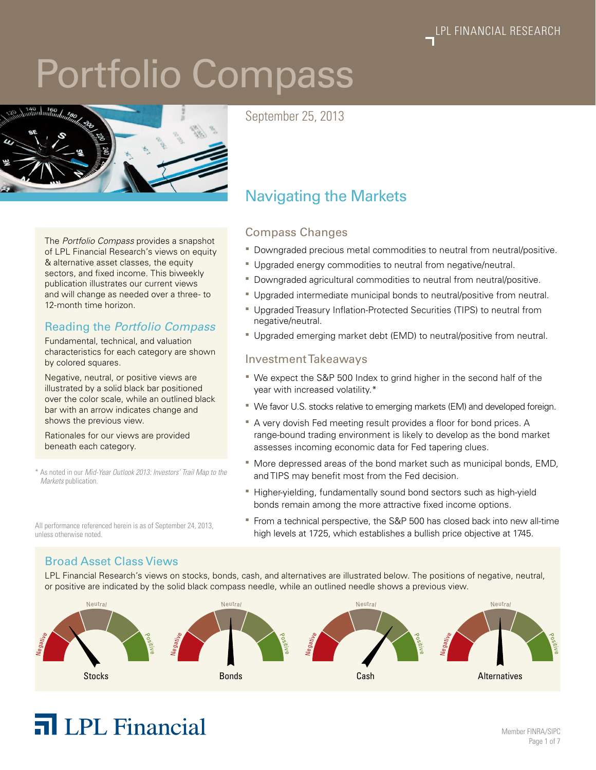LPL FINANCIAL RESEARCH

# Portfolio Compass

September 25, 2013

The *Portfolio Compass* provides a snapshot of LPL Financial Research's views on equity & alternative asset classes, the equity sectors, and fixed income. This biweekly publication illustrates our current views and will change as needed over a three- to 12-month time horizon.

### Reading the *Portfolio Compass*

Fundamental, technical, and valuation characteristics for each category are shown by colored squares.

Negative, neutral, or positive views are illustrated by a solid black bar positioned over the color scale, while an outlined black bar with an arrow indicates change and shows the previous view.

Rationales for our views are provided beneath each category.

\* As noted in our *Mid-Year Outlook 2013: Investors' Trail Map to the Markets* publication.

All performance referenced herein is as of September 24, 2013, unless otherwise noted.

## Navigating the Markets

### Compass Changes

- Downgraded precious metal commodities to neutral from neutral/positive.
- Upgraded energy commodities to neutral from negative/neutral.
- Downgraded agricultural commodities to neutral from neutral/positive.
- Upgraded intermediate municipal bonds to neutral/positive from neutral.
- Upgraded Treasury Inflation-Protected Securities (TIPS) to neutral from negative/neutral.
- Upgraded emerging market debt (EMD) to neutral/positive from neutral.

### Investment Takeaways

- We expect the S&P 500 Index to grind higher in the second half of the year with increased volatility.*
- We favor U.S. stocks relative to emerging markets (EM) and developed foreign.
- A very dovish Fed meeting result provides a floor for bond prices. A range-bound trading environment is likely to develop as the bond market assesses incoming economic data for Fed tapering clues.
- More depressed areas of the bond market such as municipal bonds, EMD, and TIPS may benefit most from the Fed decision.
- Higher-yielding, fundamentally sound bond sectors such as high-yield bonds remain among the more attractive fixed income options.
- From a technical perspective, the S&P 500 has closed back into new all-time high levels at 1725, which establishes a bullish price objective at 1745.

### Broad Asset Class Views

LPL Financial Research's views on stocks, bonds, cash, and alternatives are illustrated below. The positions of negative, neutral, or positive are indicated by the solid black compass needle, while an outlined needle shows a previous view.

| Stocks | Bonds | Cash | Alternatives |
|---|---|---|---|
| Negative/Neutral | Neutral | Neutral/Positive | Neutral |

LPL Financial

Member FINRA/SIPC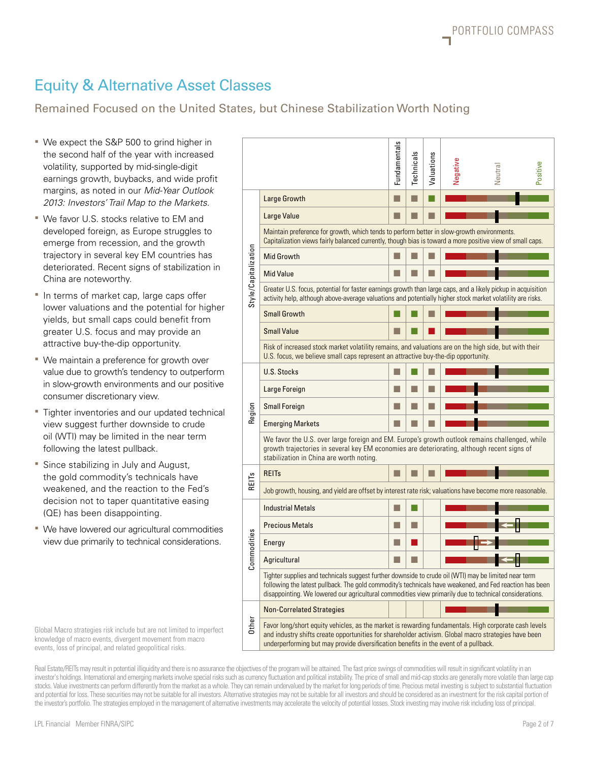# Equity & Alternative Asset Classes

## Remained Focused on the United States, but Chinese Stabilization Worth Noting

- We expect the S&P 500 to grind higher in the second half of the year with increased volatility, supported by mid-single-digit earnings growth, buybacks, and wide profit margins, as noted in our *Mid-Year Outlook 2013: Investors' Trail Map to the Markets*.
- We favor U.S. stocks relative to EM and developed foreign, as Europe struggles to emerge from recession, and the growth trajectory in several key EM countries has deteriorated. Recent signs of stabilization in China are noteworthy.
- In terms of market cap, large caps offer lower valuations and the potential for higher yields, but small caps could benefit from greater U.S. focus and may provide an attractive buy-the-dip opportunity.
- We maintain a preference for growth over value due to growth's tendency to outperform in slow-growth environments and our positive consumer discretionary view.
- Tighter inventories and our updated technical view suggest further downside to crude oil (WTI) may be limited in the near term following the latest pullback.
- Since stabilizing in July and August, the gold commodity's technicals have weakened, and the reaction to the Fed's decision not to taper quantitative easing (QE) has been disappointing.
- We have lowered our agricultural commodities view due primarily to technical considerations.

| Category | Asset Class | Fundamentals | Technicals | Valuations | View (Negative – Neutral – Positive) |
|---|---|---|---|---|---|
| Style/Capitalization | Large Growth | Neutral | Neutral | Positive | Between Neutral and Positive |
| | Large Value | Neutral | Neutral | Neutral | Neutral |
| | *Maintain preference for growth, which tends to perform better in slow-growth environments. Capitalization views fairly balanced currently, though bias is toward a more positive view of small caps.* | | | | |
| | Mid Growth | Neutral | Neutral | Neutral | Neutral |
| | Mid Value | Neutral | Neutral | Neutral | Neutral |
| | *Greater U.S. focus, potential for faster earnings growth than large caps, and a likely pickup in acquisition activity help, although above-average valuations and potentially higher stock market volatility are risks.* | | | | |
| | Small Growth | Positive | Positive | Neutral | Neutral |
| | Small Value | Neutral | Positive | Negative | Neutral |
| | *Risk of increased stock market volatility remains, and valuations are on the high side, but with their U.S. focus, we believe small caps represent an attractive buy-the-dip opportunity.* | | | | |
| Region | U.S. Stocks | Neutral | Positive | Neutral | Neutral |
| | Large Foreign | Neutral | Neutral | Neutral | Between Negative and Neutral |
| | Small Foreign | Neutral | Neutral | Neutral | Between Negative and Neutral |
| | Emerging Markets | Neutral | Neutral | Neutral | Between Negative and Neutral |
| | *We favor the U.S. over large foreign and EM. Europe's growth outlook remains challenged, while growth trajectories in several key EM economies are deteriorating, although recent signs of stabilization in China are worth noting.* | | | | |
| REITs | REITs | Neutral | Neutral | Neutral | Neutral |
| | *Job growth, housing, and yield are offset by interest rate risk; valuations have become more reasonable.* | | | | |
| Commodities | Industrial Metals | Neutral | Positive | | Neutral |
| | Precious Metals | Neutral | Neutral | | Neutral (lowered from slightly positive) |
| | Energy | Neutral | Negative | | Neutral (raised from slightly negative) |
| | Agricultural | Neutral | Neutral | | Neutral (lowered from slightly positive) |
| | *Tighter supplies and technicals suggest further downside to crude oil (WTI) may be limited near term following the latest pullback. The gold commodity's technicals have weakened, and Fed reaction has been disappointing. We lowered our agricultural commodities view primarily due to technical considerations.* | | | | |
| Other | Non-Correlated Strategies | | | | Neutral |
| | *Favor long/short equity vehicles, as the market is rewarding fundamentals. High corporate cash levels and industry shifts create opportunities for shareholder activism. Global macro strategies have been underperforming but may provide diversification benefits in the event of a pullback.* | | | | |

Global Macro strategies risk include but are not limited to imperfect knowledge of macro events, divergent movement from macro events, loss of principal, and related geopolitical risks.

Real Estate/REITs may result in potential illiquidity and there is no assurance the objectives of the program will be attained. The fast price swings of commodities will result in significant volatility in an investor's holdings. International and emerging markets involve special risks such as currency fluctuation and political instability. The price of small and mid-cap stocks are generally more volatile than large cap stocks. Value investments can perform differently from the market as a whole. They can remain undervalued by the market for long periods of time. Precious metal investing is subject to substantial fluctuation and potential for loss. These securities may not be suitable for all investors. Alternative strategies may not be suitable for all investors and should be considered as an investment for the risk capital portion of the investor's portfolio. The strategies employed in the management of alternative investments may accelerate the velocity of potential losses. Stock investing may involve risk including loss of principal.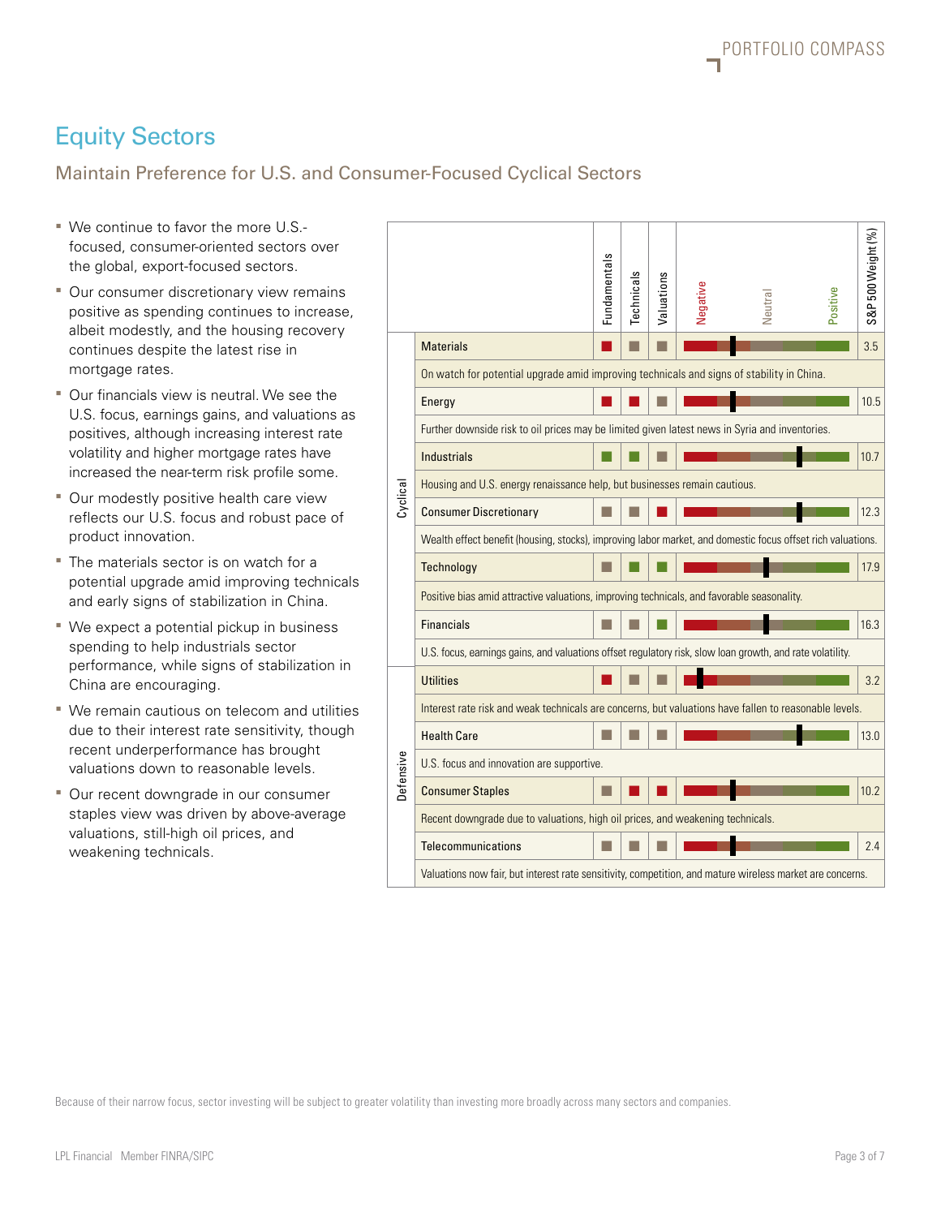## Equity Sectors

### Maintain Preference for U.S. and Consumer-Focused Cyclical Sectors

- We continue to favor the more U.S.-focused, consumer-oriented sectors over the global, export-focused sectors.
- Our consumer discretionary view remains positive as spending continues to increase, albeit modestly, and the housing recovery continues despite the latest rise in mortgage rates.
- Our financials view is neutral. We see the U.S. focus, earnings gains, and valuations as positives, although increasing interest rate volatility and higher mortgage rates have increased the near-term risk profile some.
- Our modestly positive health care view reflects our U.S. focus and robust pace of product innovation.
- The materials sector is on watch for a potential upgrade amid improving technicals and early signs of stabilization in China.
- We expect a potential pickup in business spending to help industrials sector performance, while signs of stabilization in China are encouraging.
- We remain cautious on telecom and utilities due to their interest rate sensitivity, though recent underperformance has brought valuations down to reasonable levels.
- Our recent downgrade in our consumer staples view was driven by above-average valuations, still-high oil prices, and weakening technicals.

| | Sector | Fundamentals | Technicals | Valuations | Negative — Neutral — Positive | S&P 500 Weight (%) |
|---|---|---|---|---|---|---|
| Cyclical | Materials | Negative | Neutral | Neutral | Neutral-to-Negative | 3.5 |
| | On watch for potential upgrade amid improving technicals and signs of stability in China. | | | | | |
| | Energy | Negative | Negative | Neutral | Neutral-to-Negative | 10.5 |
| | Further downside risk to oil prices may be limited given latest news in Syria and inventories. | | | | | |
| | Industrials | Positive | Positive | Neutral | Neutral-to-Positive | 10.7 |
| | Housing and U.S. energy renaissance help, but businesses remain cautious. | | | | | |
| | Consumer Discretionary | Neutral | Neutral | Negative | Neutral-to-Positive | 12.3 |
| | Wealth effect benefit (housing, stocks), improving labor market, and domestic focus offset rich valuations. | | | | | |
| | Technology | Neutral | Positive | Positive | Neutral | 17.9 |
| | Positive bias amid attractive valuations, improving technicals, and favorable seasonality. | | | | | |
| | Financials | Neutral | Neutral | Positive | Neutral | 16.3 |
| | U.S. focus, earnings gains, and valuations offset regulatory risk, slow loan growth, and rate volatility. | | | | | |
| Defensive | Utilities | Negative | Neutral | Neutral | Negative | 3.2 |
| | Interest rate risk and weak technicals are concerns, but valuations have fallen to reasonable levels. | | | | | |
| | Health Care | Neutral | Neutral | Neutral | Neutral-to-Positive | 13.0 |
| | U.S. focus and innovation are supportive. | | | | | |
| | Consumer Staples | Neutral | Negative | Negative | Neutral-to-Negative | 10.2 |
| | Recent downgrade due to valuations, high oil prices, and weakening technicals. | | | | | |
| | Telecommunications | Neutral | Neutral | Neutral | Neutral-to-Negative | 2.4 |
| | Valuations now fair, but interest rate sensitivity, competition, and mature wireless market are concerns. | | | | | |

Because of their narrow focus, sector investing will be subject to greater volatility than investing more broadly across many sectors and companies.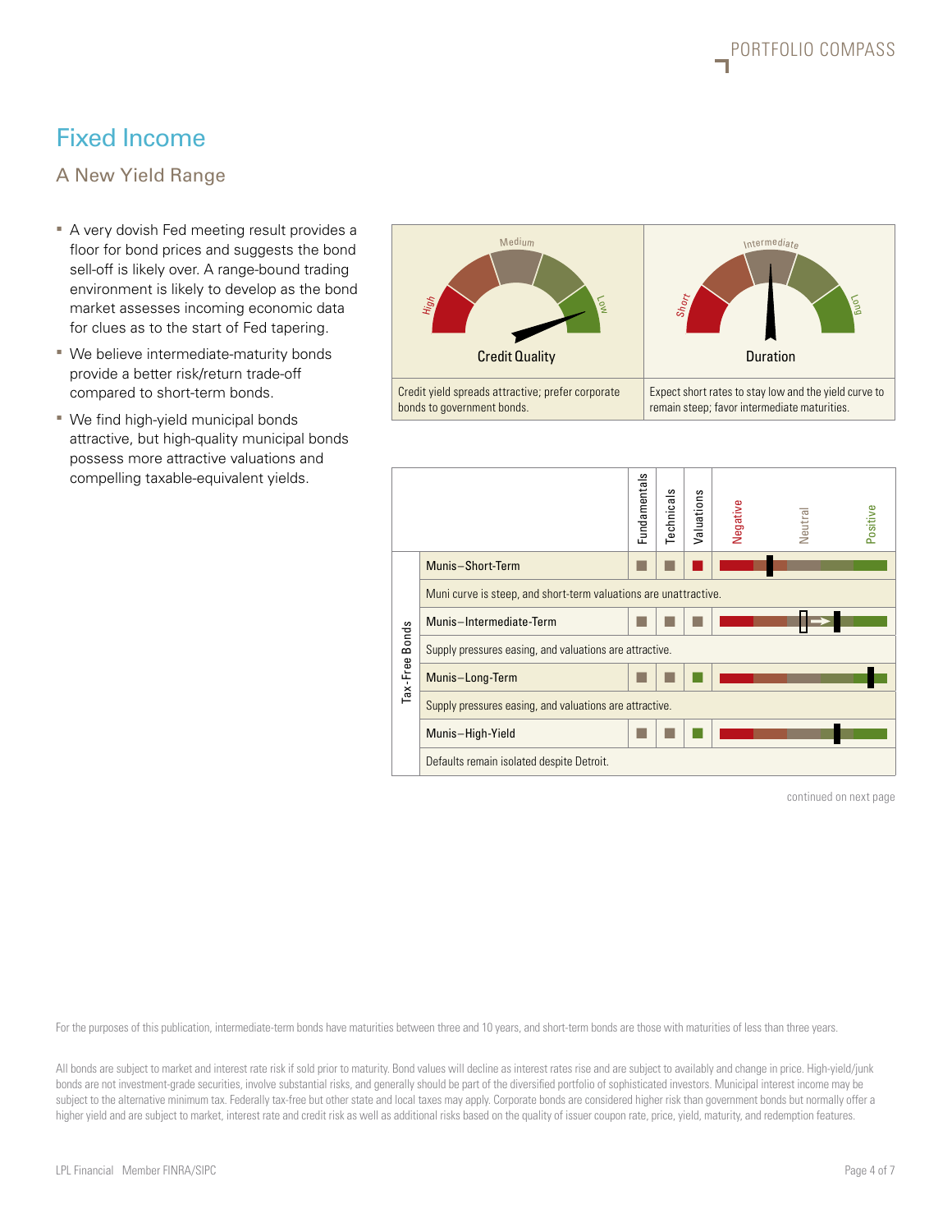# Fixed Income

## A New Yield Range

- A very dovish Fed meeting result provides a floor for bond prices and suggests the bond sell-off is likely over. A range-bound trading environment is likely to develop as the bond market assesses incoming economic data for clues as to the start of Fed tapering.
- We believe intermediate-maturity bonds provide a better risk/return trade-off compared to short-term bonds.
- We find high-yield municipal bonds attractive, but high-quality municipal bonds possess more attractive valuations and compelling taxable-equivalent yields.

| Credit Quality | Duration |
|---|---|
| High / Medium / Low | Short / Intermediate / Long |
| Credit yield spreads attractive; prefer corporate bonds to government bonds. | Expect short rates to stay low and the yield curve to remain steep; favor intermediate maturities. |

| | | Fundamentals | Technicals | Valuations | Negative — Neutral — Positive |
|---|---|---|---|---|---|
| Tax-Free Bonds | Munis–Short-Term | | | | |
| | Muni curve is steep, and short-term valuations are unattractive. | | | | |
| | Munis–Intermediate-Term | | | | |
| | Supply pressures easing, and valuations are attractive. | | | | |
| | Munis–Long-Term | | | | |
| | Supply pressures easing, and valuations are attractive. | | | | |
| | Munis–High-Yield | | | | |
| | Defaults remain isolated despite Detroit. | | | | |

continued on next page

For the purposes of this publication, intermediate-term bonds have maturities between three and 10 years, and short-term bonds are those with maturities of less than three years.

All bonds are subject to market and interest rate risk if sold prior to maturity. Bond values will decline as interest rates rise and are subject to availably and change in price. High-yield/junk bonds are not investment-grade securities, involve substantial risks, and generally should be part of the diversified portfolio of sophisticated investors. Municipal interest income may be subject to the alternative minimum tax. Federally tax-free but other state and local taxes may apply. Corporate bonds are considered higher risk than government bonds but normally offer a higher yield and are subject to market, interest rate and credit risk as well as additional risks based on the quality of issuer coupon rate, price, yield, maturity, and redemption features.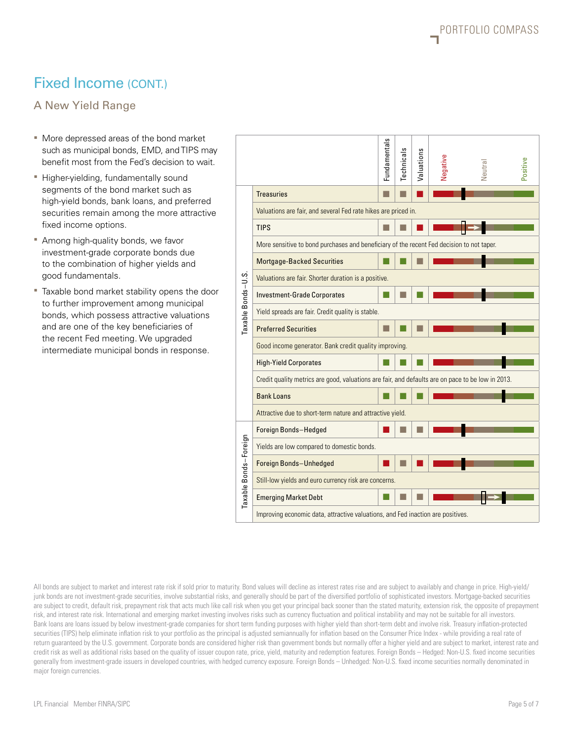# Fixed Income (CONT.)

## A New Yield Range

- More depressed areas of the bond market such as municipal bonds, EMD, and TIPS may benefit most from the Fed's decision to wait.
- Higher-yielding, fundamentally sound segments of the bond market such as high-yield bonds, bank loans, and preferred securities remain among the more attractive fixed income options.
- Among high-quality bonds, we favor investment-grade corporate bonds due to the combination of higher yields and good fundamentals.
- Taxable bond market stability opens the door to further improvement among municipal bonds, which possess attractive valuations and are one of the key beneficiaries of the recent Fed meeting. We upgraded intermediate municipal bonds in response.

| | | Fundamentals | Technicals | Valuations | Negative / Neutral / Positive |
|---|---|---|---|---|---|
| Taxable Bonds–U.S. | Treasuries | | | | |
| | Valuations are fair, and several Fed rate hikes are priced in. | | | | |
| | TIPS | | | | |
| | More sensitive to bond purchases and beneficiary of the recent Fed decision to not taper. | | | | |
| | Mortgage-Backed Securities | | | | |
| | Valuations are fair. Shorter duration is a positive. | | | | |
| | Investment-Grade Corporates | | | | |
| | Yield spreads are fair. Credit quality is stable. | | | | |
| | Preferred Securities | | | | |
| | Good income generator. Bank credit quality improving. | | | | |
| | High-Yield Corporates | | | | |
| | Credit quality metrics are good, valuations are fair, and defaults are on pace to be low in 2013. | | | | |
| | Bank Loans | | | | |
| | Attractive due to short-term nature and attractive yield. | | | | |
| Taxable Bonds–Foreign | Foreign Bonds–Hedged | | | | |
| | Yields are low compared to domestic bonds. | | | | |
| | Foreign Bonds–Unhedged | | | | |
| | Still-low yields and euro currency risk are concerns. | | | | |
| | Emerging Market Debt | | | | |
| | Improving economic data, attractive valuations, and Fed inaction are positives. | | | | |

All bonds are subject to market and interest rate risk if sold prior to maturity. Bond values will decline as interest rates rise and are subject to availably and change in price. High-yield/junk bonds are not investment-grade securities, involve substantial risks, and generally should be part of the diversified portfolio of sophisticated investors. Mortgage-backed securities are subject to credit, default risk, prepayment risk that acts much like call risk when you get your principal back sooner than the stated maturity, extension risk, the opposite of prepayment risk, and interest rate risk. International and emerging market investing involves risks such as currency fluctuation and political instability and may not be suitable for all investors. Bank loans are loans issued by below investment-grade companies for short term funding purposes with higher yield than short-term debt and involve risk. Treasury inflation-protected securities (TIPS) help eliminate inflation risk to your portfolio as the principal is adjusted semiannually for inflation based on the Consumer Price Index - while providing a real rate of return guaranteed by the U.S. government. Corporate bonds are considered higher risk than government bonds but normally offer a higher yield and are subject to market, interest rate and credit risk as well as additional risks based on the quality of issuer coupon rate, price, yield, maturity and redemption features. Foreign Bonds – Hedged: Non-U.S. fixed income securities generally from investment-grade issuers in developed countries, with hedged currency exposure. Foreign Bonds – Unhedged: Non-U.S. fixed income securities normally denominated in major foreign currencies.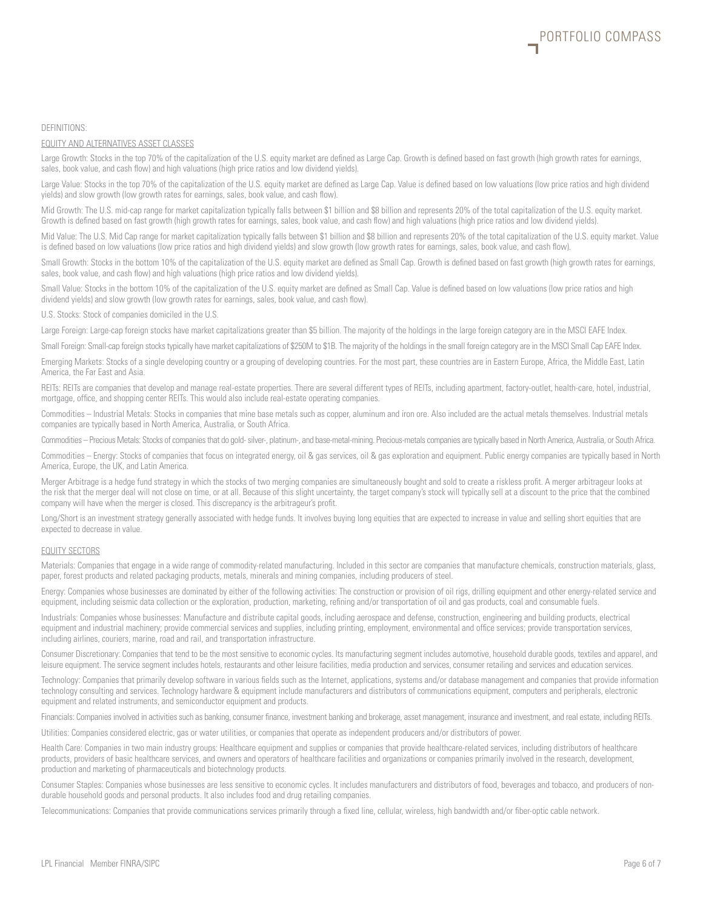DEFINITIONS:

## EQUITY AND ALTERNATIVES ASSET CLASSES

Large Growth: Stocks in the top 70% of the capitalization of the U.S. equity market are defined as Large Cap. Growth is defined based on fast growth (high growth rates for earnings, sales, book value, and cash flow) and high valuations (high price ratios and low dividend yields).

Large Value: Stocks in the top 70% of the capitalization of the U.S. equity market are defined as Large Cap. Value is defined based on low valuations (low price ratios and high dividend yields) and slow growth (low growth rates for earnings, sales, book value, and cash flow).

Mid Growth: The U.S. mid-cap range for market capitalization typically falls between $1 billion and $8 billion and represents 20% of the total capitalization of the U.S. equity market. Growth is defined based on fast growth (high growth rates for earnings, sales, book value, and cash flow) and high valuations (high price ratios and low dividend yields).

Mid Value: The U.S. Mid Cap range for market capitalization typically falls between $1 billion and $8 billion and represents 20% of the total capitalization of the U.S. equity market. Value is defined based on low valuations (low price ratios and high dividend yields) and slow growth (low growth rates for earnings, sales, book value, and cash flow).

Small Growth: Stocks in the bottom 10% of the capitalization of the U.S. equity market are defined as Small Cap. Growth is defined based on fast growth (high growth rates for earnings, sales, book value, and cash flow) and high valuations (high price ratios and low dividend yields).

Small Value: Stocks in the bottom 10% of the capitalization of the U.S. equity market are defined as Small Cap. Value is defined based on low valuations (low price ratios and high dividend yields) and slow growth (low growth rates for earnings, sales, book value, and cash flow).

U.S. Stocks: Stock of companies domiciled in the U.S.

Large Foreign: Large-cap foreign stocks have market capitalizations greater than $5 billion. The majority of the holdings in the large foreign category are in the MSCI EAFE Index.

Small Foreign: Small-cap foreign stocks typically have market capitalizations of $250M to $1B. The majority of the holdings in the small foreign category are in the MSCI Small Cap EAFE Index.

Emerging Markets: Stocks of a single developing country or a grouping of developing countries. For the most part, these countries are in Eastern Europe, Africa, the Middle East, Latin America, the Far East and Asia.

REITs: REITs are companies that develop and manage real-estate properties. There are several different types of REITs, including apartment, factory-outlet, health-care, hotel, industrial, mortgage, office, and shopping center REITs. This would also include real-estate operating companies.

Commodities – Industrial Metals: Stocks in companies that mine base metals such as copper, aluminum and iron ore. Also included are the actual metals themselves. Industrial metals companies are typically based in North America, Australia, or South Africa.

Commodities – Precious Metals: Stocks of companies that do gold- silver-, platinum-, and base-metal-mining. Precious-metals companies are typically based in North America, Australia, or South Africa.

Commodities – Energy: Stocks of companies that focus on integrated energy, oil & gas services, oil & gas exploration and equipment. Public energy companies are typically based in North America, Europe, the UK, and Latin America.

Merger Arbitrage is a hedge fund strategy in which the stocks of two merging companies are simultaneously bought and sold to create a riskless profit. A merger arbitrageur looks at the risk that the merger deal will not close on time, or at all. Because of this slight uncertainty, the target company's stock will typically sell at a discount to the price that the combined company will have when the merger is closed. This discrepancy is the arbitrageur's profit.

Long/Short is an investment strategy generally associated with hedge funds. It involves buying long equities that are expected to increase in value and selling short equities that are expected to decrease in value.

## EQUITY SECTORS

Materials: Companies that engage in a wide range of commodity-related manufacturing. Included in this sector are companies that manufacture chemicals, construction materials, glass, paper, forest products and related packaging products, metals, minerals and mining companies, including producers of steel.

Energy: Companies whose businesses are dominated by either of the following activities: The construction or provision of oil rigs, drilling equipment and other energy-related service and equipment, including seismic data collection or the exploration, production, marketing, refining and/or transportation of oil and gas products, coal and consumable fuels.

Industrials: Companies whose businesses: Manufacture and distribute capital goods, including aerospace and defense, construction, engineering and building products, electrical equipment and industrial machinery; provide commercial services and supplies, including printing, employment, environmental and office services; provide transportation services, including airlines, couriers, marine, road and rail, and transportation infrastructure.

Consumer Discretionary: Companies that tend to be the most sensitive to economic cycles. Its manufacturing segment includes automotive, household durable goods, textiles and apparel, and leisure equipment. The service segment includes hotels, restaurants and other leisure facilities, media production and services, consumer retailing and services and education services.

Technology: Companies that primarily develop software in various fields such as the Internet, applications, systems and/or database management and companies that provide information technology consulting and services. Technology hardware & equipment include manufacturers and distributors of communications equipment, computers and peripherals, electronic equipment and related instruments, and semiconductor equipment and products.

Financials: Companies involved in activities such as banking, consumer finance, investment banking and brokerage, asset management, insurance and investment, and real estate, including REITs.

Utilities: Companies considered electric, gas or water utilities, or companies that operate as independent producers and/or distributors of power.

Health Care: Companies in two main industry groups: Healthcare equipment and supplies or companies that provide healthcare-related services, including distributors of healthcare products, providers of basic healthcare services, and owners and operators of healthcare facilities and organizations or companies primarily involved in the research, development, production and marketing of pharmaceuticals and biotechnology products.

Consumer Staples: Companies whose businesses are less sensitive to economic cycles. It includes manufacturers and distributors of food, beverages and tobacco, and producers of non-durable household goods and personal products. It also includes food and drug retailing companies.

Telecommunications: Companies that provide communications services primarily through a fixed line, cellular, wireless, high bandwidth and/or fiber-optic cable network.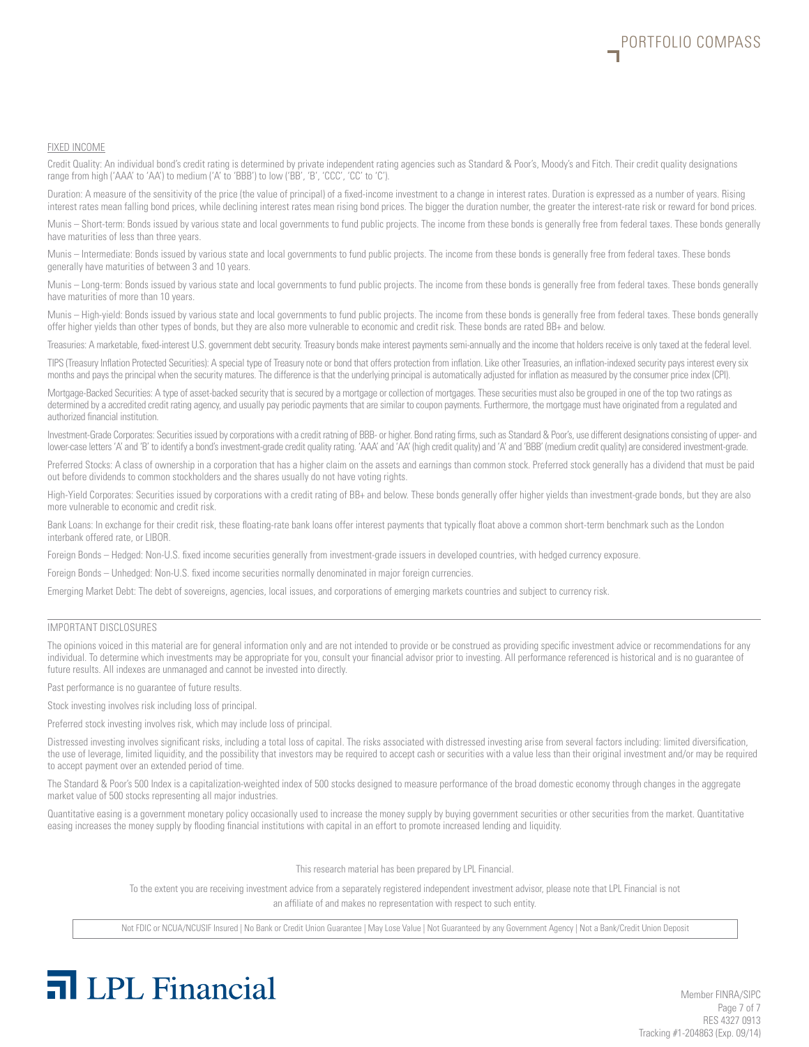## FIXED INCOME

Credit Quality: An individual bond's credit rating is determined by private independent rating agencies such as Standard & Poor's, Moody's and Fitch. Their credit quality designations range from high ('AAA' to 'AA') to medium ('A' to 'BBB') to low ('BB', 'B', 'CCC', 'CC' to 'C').

Duration: A measure of the sensitivity of the price (the value of principal) of a fixed-income investment to a change in interest rates. Duration is expressed as a number of years. Rising interest rates mean falling bond prices, while declining interest rates mean rising bond prices. The bigger the duration number, the greater the interest-rate risk or reward for bond prices.

Munis – Short-term: Bonds issued by various state and local governments to fund public projects. The income from these bonds is generally free from federal taxes. These bonds generally have maturities of less than three years.

Munis – Intermediate: Bonds issued by various state and local governments to fund public projects. The income from these bonds is generally free from federal taxes. These bonds generally have maturities of between 3 and 10 years.

Munis – Long-term: Bonds issued by various state and local governments to fund public projects. The income from these bonds is generally free from federal taxes. These bonds generally have maturities of more than 10 years.

Munis – High-yield: Bonds issued by various state and local governments to fund public projects. The income from these bonds is generally free from federal taxes. These bonds generally offer higher yields than other types of bonds, but they are also more vulnerable to economic and credit risk. These bonds are rated BB+ and below.

Treasuries: A marketable, fixed-interest U.S. government debt security. Treasury bonds make interest payments semi-annually and the income that holders receive is only taxed at the federal level.

TIPS (Treasury Inflation Protected Securities): A special type of Treasury note or bond that offers protection from inflation. Like other Treasuries, an inflation-indexed security pays interest every six months and pays the principal when the security matures. The difference is that the underlying principal is automatically adjusted for inflation as measured by the consumer price index (CPI).

Mortgage-Backed Securities: A type of asset-backed security that is secured by a mortgage or collection of mortgages. These securities must also be grouped in one of the top two ratings as determined by a accredited credit rating agency, and usually pay periodic payments that are similar to coupon payments. Furthermore, the mortgage must have originated from a regulated and authorized financial institution.

Investment-Grade Corporates: Securities issued by corporations with a credit ratning of BBB- or higher. Bond rating firms, such as Standard & Poor's, use different designations consisting of upper- and lower-case letters 'A' and 'B' to identify a bond's investment-grade credit quality rating. 'AAA' and 'AA' (high credit quality) and 'A' and 'BBB' (medium credit quality) are considered investment-grade.

Preferred Stocks: A class of ownership in a corporation that has a higher claim on the assets and earnings than common stock. Preferred stock generally has a dividend that must be paid out before dividends to common stockholders and the shares usually do not have voting rights.

High-Yield Corporates: Securities issued by corporations with a credit rating of BB+ and below. These bonds generally offer higher yields than investment-grade bonds, but they are also more vulnerable to economic and credit risk.

Bank Loans: In exchange for their credit risk, these floating-rate bank loans offer interest payments that typically float above a common short-term benchmark such as the London interbank offered rate, or LIBOR.

Foreign Bonds – Hedged: Non-U.S. fixed income securities generally from investment-grade issuers in developed countries, with hedged currency exposure.

Foreign Bonds – Unhedged: Non-U.S. fixed income securities normally denominated in major foreign currencies.

Emerging Market Debt: The debt of sovereigns, agencies, local issues, and corporations of emerging markets countries and subject to currency risk.

## IMPORTANT DISCLOSURES

The opinions voiced in this material are for general information only and are not intended to provide or be construed as providing specific investment advice or recommendations for any individual. To determine which investments may be appropriate for you, consult your financial advisor prior to investing. All performance referenced is historical and is no guarantee of future results. All indexes are unmanaged and cannot be invested into directly.

Past performance is no guarantee of future results.

Stock investing involves risk including loss of principal.

Preferred stock investing involves risk, which may include loss of principal.

Distressed investing involves significant risks, including a total loss of capital. The risks associated with distressed investing arise from several factors including: limited diversification, the use of leverage, limited liquidity, and the possibility that investors may be required to accept cash or securities with a value less than their original investment and/or may be required to accept payment over an extended period of time.

The Standard & Poor's 500 Index is a capitalization-weighted index of 500 stocks designed to measure performance of the broad domestic economy through changes in the aggregate market value of 500 stocks representing all major industries.

Quantitative easing is a government monetary policy occasionally used to increase the money supply by buying government securities or other securities from the market. Quantitative easing increases the money supply by flooding financial institutions with capital in an effort to promote increased lending and liquidity.

This research material has been prepared by LPL Financial.

To the extent you are receiving investment advice from a separately registered independent investment advisor, please note that LPL Financial is not an affiliate of and makes no representation with respect to such entity.

Not FDIC or NCUA/NCUSIF Insured | No Bank or Credit Union Guarantee | May Lose Value | Not Guaranteed by any Government Agency | Not a Bank/Credit Union Deposit

LPL Financial

Member FINRA/SIPC

RES 4327 0913

Tracking #1-204863 (Exp. 09/14)